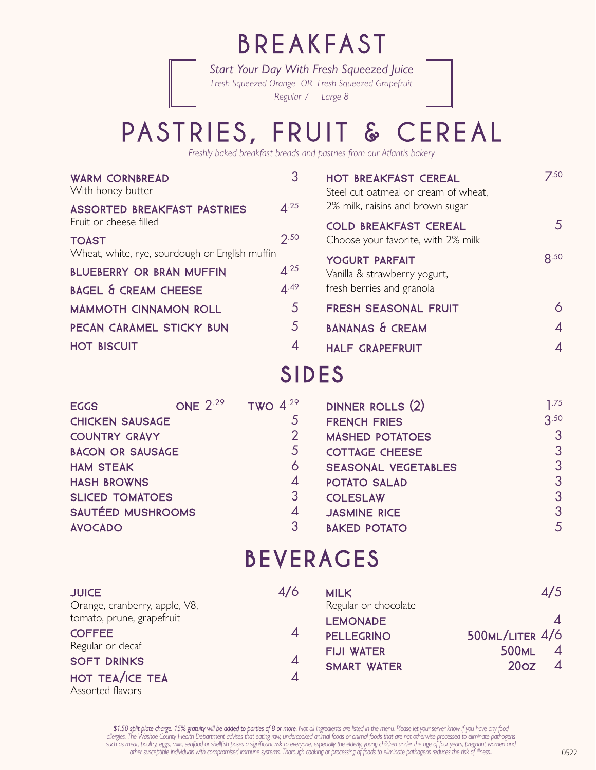# BREAKFAST

*Start Your Day With Fresh Squeezed Juice*
*Fresh Squeezed Orange OR Fresh Squeezed Grapefruit*
*Regular 7 | Large 8*

# PASTRIES, FRUIT & CEREAL

*Freshly baked breakfast breads and pastries from our Atlantis bakery*

**WARM CORNBREAD** 3
With honey butter

**ASSORTED BREAKFAST PASTRIES** 4.25
Fruit or cheese filled

**TOAST** 2.50
Wheat, white, rye, sourdough or English muffin

**BLUEBERRY OR BRAN MUFFIN** 4.25

**BAGEL & CREAM CHEESE** 4.49

**MAMMOTH CINNAMON ROLL** 5

**PECAN CARAMEL STICKY BUN** 5

**HOT BISCUIT** 4

**HOT BREAKFAST CEREAL** 7.50
Steel cut oatmeal or cream of wheat, 2% milk, raisins and brown sugar

**COLD BREAKFAST CEREAL** 5
Choose your favorite, with 2% milk

**YOGURT PARFAIT** 8.50
Vanilla & strawberry yogurt, fresh berries and granola

**FRESH SEASONAL FRUIT** 6

**BANANAS & CREAM** 4

**HALF GRAPEFRUIT** 4

# SIDES

| Item | Price |
| --- | --- |
| EGGS | ONE 2.29 TWO 4.29 |
| CHICKEN SAUSAGE | 5 |
| COUNTRY GRAVY | 2 |
| BACON OR SAUSAGE | 5 |
| HAM STEAK | 6 |
| HASH BROWNS | 4 |
| SLICED TOMATOES | 3 |
| SAUTÉED MUSHROOMS | 4 |
| AVOCADO | 3 |
| DINNER ROLLS (2) | 1.75 |
| FRENCH FRIES | 3.50 |
| MASHED POTATOES | 3 |
| COTTAGE CHEESE | 3 |
| SEASONAL VEGETABLES | 3 |
| POTATO SALAD | 3 |
| COLESLAW | 3 |
| JASMINE RICE | 3 |
| BAKED POTATO | 5 |

# BEVERAGES

**JUICE** 4/6
Orange, cranberry, apple, V8, tomato, prune, grapefruit

**COFFEE** 4
Regular or decaf

**SOFT DRINKS** 4

**HOT TEA/ICE TEA** 4
Assorted flavors

**MILK** 4/5
Regular or chocolate

**LEMONADE** 4

**PELLEGRINO** 500ML/LITER 4/6

**FIJI WATER** 500ML 4

**SMART WATER** 20OZ 4

*$1.50 split plate charge. 15% gratuity will be added to parties of 8 or more. Not all ingredients are listed in the menu. Please let your server know if you have any food allergies. The Washoe County Health Department advises that eating raw, undercooked animal foods or animal foods that are not otherwise processed to eliminate pathogens such as meat, poultry, eggs, milk, seafood or shellfish poses a significant risk to everyone, especially the elderly, young children under the age of four years, pregnant women and other susceptible individuals with compromised immune systems. Thorough cooking or processing of foods to eliminate pathogens reduces the risk of illness.*

0522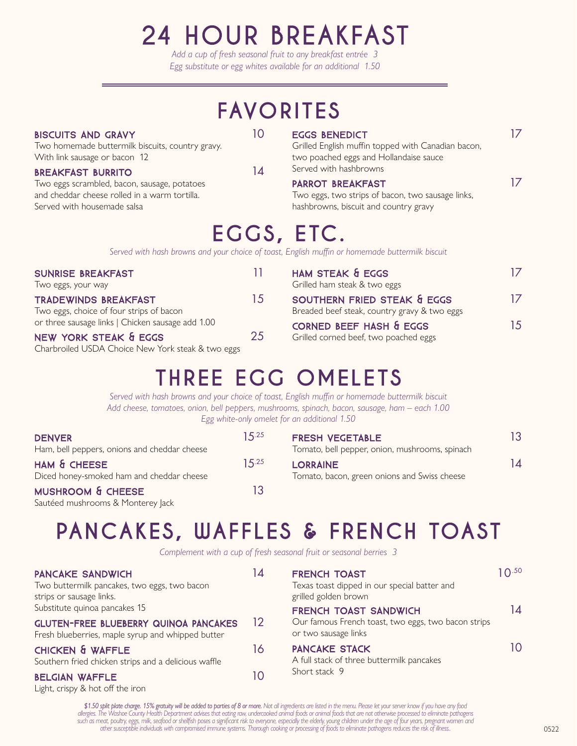# 24 HOUR BREAKFAST

*Add a cup of fresh seasonal fruit to any breakfast entrée 3*
*Egg substitute or egg whites available for an additional 1.50*

## FAVORITES

### BISCUITS AND GRAVY 10
Two homemade buttermilk biscuits, country gravy.
With link sausage or bacon 12

### BREAKFAST BURRITO 14
Two eggs scrambled, bacon, sausage, potatoes and cheddar cheese rolled in a warm tortilla. Served with housemade salsa

### EGGS BENEDICT 17
Grilled English muffin topped with Canadian bacon, two poached eggs and Hollandaise sauce
Served with hashbrowns

### PARROT BREAKFAST 17
Two eggs, two strips of bacon, two sausage links, hashbrowns, biscuit and country gravy

## EGGS, ETC.

*Served with hash browns and your choice of toast, English muffin or homemade buttermilk biscuit*

### SUNRISE BREAKFAST 11
Two eggs, your way

### TRADEWINDS BREAKFAST 15
Two eggs, choice of four strips of bacon or three sausage links | Chicken sausage add 1.00

### NEW YORK STEAK & EGGS 25
Charbroiled USDA Choice New York steak & two eggs

### HAM STEAK & EGGS 17
Grilled ham steak & two eggs

### SOUTHERN FRIED STEAK & EGGS 17
Breaded beef steak, country gravy & two eggs

### CORNED BEEF HASH & EGGS 15
Grilled corned beef, two poached eggs

## THREE EGG OMELETS

*Served with hash browns and your choice of toast, English muffin or homemade buttermilk biscuit*
*Add cheese, tomatoes, onion, bell peppers, mushrooms, spinach, bacon, sausage, ham – each 1.00*
*Egg white-only omelet for an additional 1.50*

### DENVER 15.25
Ham, bell peppers, onions and cheddar cheese

### HAM & CHEESE 15.25
Diced honey-smoked ham and cheddar cheese

### MUSHROOM & CHEESE 13
Sautéed mushrooms & Monterey Jack

### FRESH VEGETABLE 13
Tomato, bell pepper, onion, mushrooms, spinach

### LORRAINE 14
Tomato, bacon, green onions and Swiss cheese

## PANCAKES, WAFFLES & FRENCH TOAST

*Complement with a cup of fresh seasonal fruit or seasonal berries 3*

### PANCAKE SANDWICH 14
Two buttermilk pancakes, two eggs, two bacon strips or sausage links.
Substitute quinoa pancakes 15

### GLUTEN-FREE BLUEBERRY QUINOA PANCAKES 12
Fresh blueberries, maple syrup and whipped butter

### CHICKEN & WAFFLE 16
Southern fried chicken strips and a delicious waffle

### BELGIAN WAFFLE 10
Light, crispy & hot off the iron

### FRENCH TOAST 10.50
Texas toast dipped in our special batter and grilled golden brown

### FRENCH TOAST SANDWICH 14
Our famous French toast, two eggs, two bacon strips or two sausage links

### PANCAKE STACK 10
A full stack of three buttermilk pancakes
Short stack 9

*$1.50 split plate charge. 15% gratuity will be added to parties of 8 or more. Not all ingredients are listed in the menu. Please let your server know if you have any food allergies. The Washoe County Health Department advises that eating raw, undercooked animal foods or animal foods that are not otherwise processed to eliminate pathogens such as meat, poultry, eggs, milk, seafood or shellfish poses a significant risk to everyone, especially the elderly, young children under the age of four years, pregnant women and other susceptible individuals with compromised immune systems. Thorough cooking or processing of foods to eliminate pathogens reduces the risk of illness.*

0522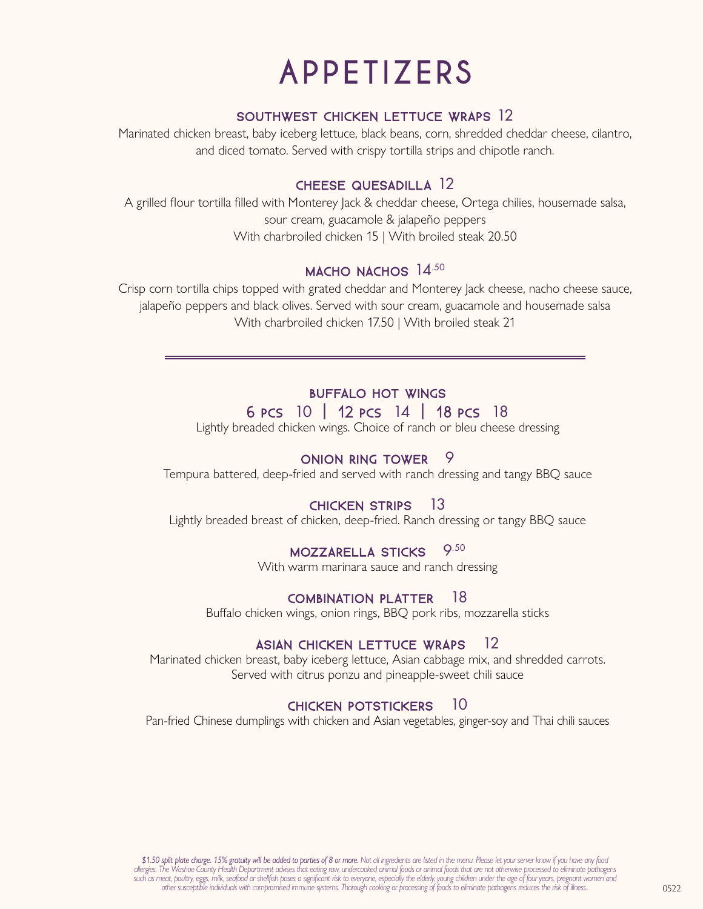# APPETIZERS

### SOUTHWEST CHICKEN LETTUCE WRAPS 12

Marinated chicken breast, baby iceberg lettuce, black beans, corn, shredded cheddar cheese, cilantro, and diced tomato. Served with crispy tortilla strips and chipotle ranch.

### CHEESE QUESADILLA 12

A grilled flour tortilla filled with Monterey Jack & cheddar cheese, Ortega chilies, housemade salsa, sour cream, guacamole & jalapeño peppers
With charbroiled chicken 15 | With broiled steak 20.50

### MACHO NACHOS 14.50

Crisp corn tortilla chips topped with grated cheddar and Monterey Jack cheese, nacho cheese sauce, jalapeño peppers and black olives. Served with sour cream, guacamole and housemade salsa
With charbroiled chicken 17.50 | With broiled steak 21

---

### BUFFALO HOT WINGS

**6 PCS** 10 | **12 PCS** 14 | **18 PCS** 18

Lightly breaded chicken wings. Choice of ranch or bleu cheese dressing

### ONION RING TOWER 9

Tempura battered, deep-fried and served with ranch dressing and tangy BBQ sauce

### CHICKEN STRIPS 13

Lightly breaded breast of chicken, deep-fried. Ranch dressing or tangy BBQ sauce

### MOZZARELLA STICKS 9.50

With warm marinara sauce and ranch dressing

### COMBINATION PLATTER 18

Buffalo chicken wings, onion rings, BBQ pork ribs, mozzarella sticks

### ASIAN CHICKEN LETTUCE WRAPS 12

Marinated chicken breast, baby iceberg lettuce, Asian cabbage mix, and shredded carrots. Served with citrus ponzu and pineapple-sweet chili sauce

### CHICKEN POTSTICKERS 10

Pan-fried Chinese dumplings with chicken and Asian vegetables, ginger-soy and Thai chili sauces

*$1.50 split plate charge. 15% gratuity will be added to parties of 8 or more. Not all ingredients are listed in the menu. Please let your server know if you have any food allergies. The Washoe County Health Department advises that eating raw, undercooked animal foods or animal foods that are not otherwise processed to eliminate pathogens such as meat, poultry, eggs, milk, seafood or shellfish poses a significant risk to everyone, especially the elderly, young children under the age of four years, pregnant women and other susceptible individuals with compromised immune systems. Thorough cooking or processing of foods to eliminate pathogens reduces the risk of illness.*

0522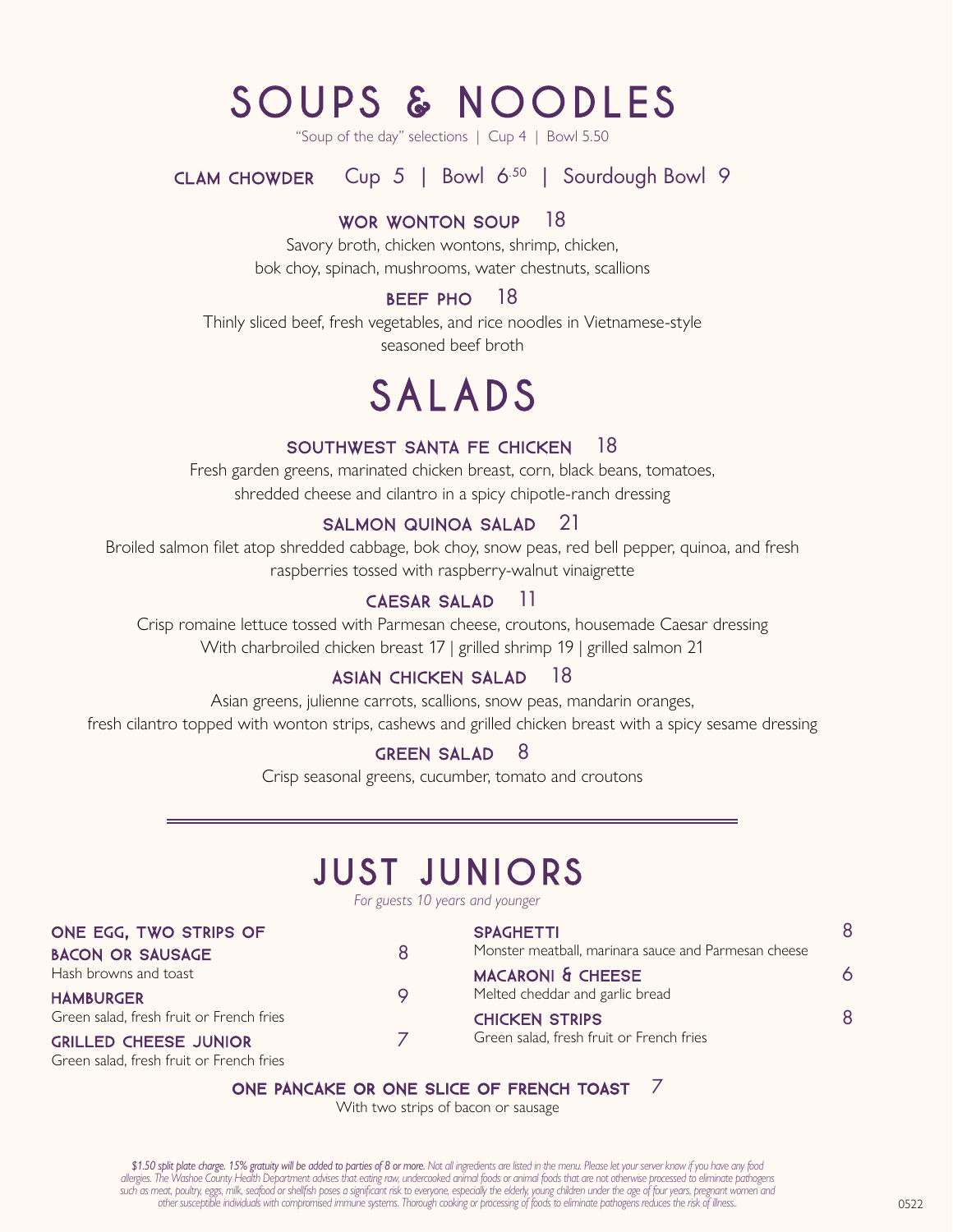# SOUPS & NOODLES

"Soup of the day" selections | Cup 4 | Bowl 5.50

**CLAM CHOWDER** Cup 5 | Bowl 6.50 | Sourdough Bowl 9

### WOR WONTON SOUP 18

Savory broth, chicken wontons, shrimp, chicken, bok choy, spinach, mushrooms, water chestnuts, scallions

### BEEF PHO 18

Thinly sliced beef, fresh vegetables, and rice noodles in Vietnamese-style seasoned beef broth

# SALADS

### SOUTHWEST SANTA FE CHICKEN 18

Fresh garden greens, marinated chicken breast, corn, black beans, tomatoes, shredded cheese and cilantro in a spicy chipotle-ranch dressing

### SALMON QUINOA SALAD 21

Broiled salmon filet atop shredded cabbage, bok choy, snow peas, red bell pepper, quinoa, and fresh raspberries tossed with raspberry-walnut vinaigrette

### CAESAR SALAD 11

Crisp romaine lettuce tossed with Parmesan cheese, croutons, housemade Caesar dressing
With charbroiled chicken breast 17 | grilled shrimp 19 | grilled salmon 21

### ASIAN CHICKEN SALAD 18

Asian greens, julienne carrots, scallions, snow peas, mandarin oranges, fresh cilantro topped with wonton strips, cashews and grilled chicken breast with a spicy sesame dressing

### GREEN SALAD 8

Crisp seasonal greens, cucumber, tomato and croutons

---

# JUST JUNIORS

*For guests 10 years and younger*

**ONE EGG, TWO STRIPS OF BACON OR SAUSAGE** 8
Hash browns and toast

**HAMBURGER** 9
Green salad, fresh fruit or French fries

**GRILLED CHEESE JUNIOR** 7
Green salad, fresh fruit or French fries

**SPAGHETTI** 8
Monster meatball, marinara sauce and Parmesan cheese

**MACARONI & CHEESE** 6
Melted cheddar and garlic bread

**CHICKEN STRIPS** 8
Green salad, fresh fruit or French fries

**ONE PANCAKE OR ONE SLICE OF FRENCH TOAST** 7
With two strips of bacon or sausage

*$1.50 split plate charge. 15% gratuity will be added to parties of 8 or more. Not all ingredients are listed in the menu. Please let your server know if you have any food allergies. The Washoe County Health Department advises that eating raw, undercooked animal foods or animal foods that are not otherwise processed to eliminate pathogens such as meat, poultry, eggs, milk, seafood or shellfish poses a significant risk to everyone, especially the elderly, young children under the age of four years, pregnant women and other susceptible individuals with compromised immune systems. Thorough cooking or processing of foods to eliminate pathogens reduces the risk of illness.*

0522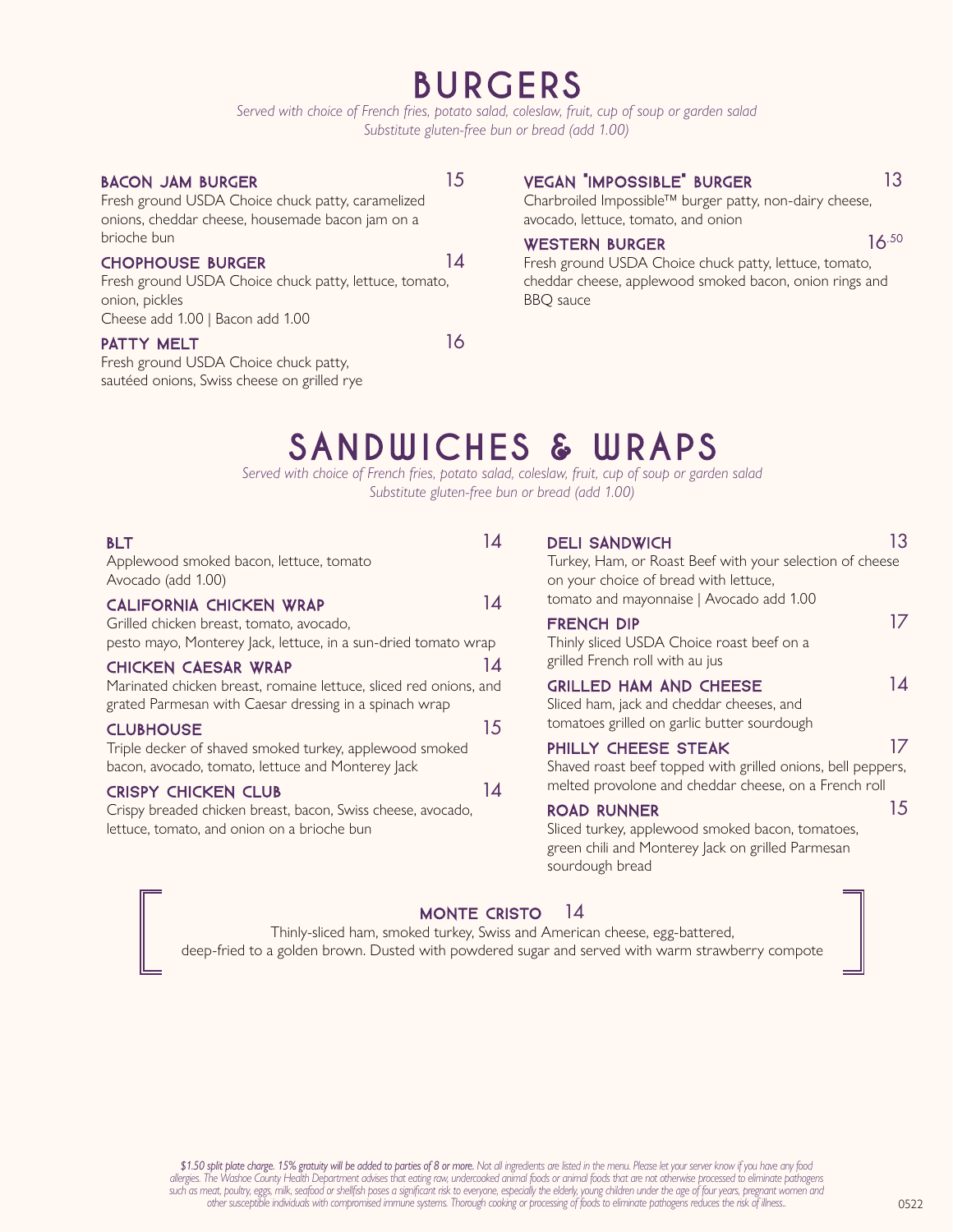# BURGERS

*Served with choice of French fries, potato salad, coleslaw, fruit, cup of soup or garden salad*
*Substitute gluten-free bun or bread (add 1.00)*

### BACON JAM BURGER 15

Fresh ground USDA Choice chuck patty, caramelized onions, cheddar cheese, housemade bacon jam on a brioche bun

### CHOPHOUSE BURGER 14

Fresh ground USDA Choice chuck patty, lettuce, tomato, onion, pickles
Cheese add 1.00 | Bacon add 1.00

### PATTY MELT 16

Fresh ground USDA Choice chuck patty, sautéed onions, Swiss cheese on grilled rye

### VEGAN "IMPOSSIBLE" BURGER 13

Charbroiled Impossible™ burger patty, non-dairy cheese, avocado, lettuce, tomato, and onion

### WESTERN BURGER 16.50

Fresh ground USDA Choice chuck patty, lettuce, tomato, cheddar cheese, applewood smoked bacon, onion rings and BBQ sauce

# SANDWICHES & WRAPS

*Served with choice of French fries, potato salad, coleslaw, fruit, cup of soup or garden salad*
*Substitute gluten-free bun or bread (add 1.00)*

### BLT 14

Applewood smoked bacon, lettuce, tomato
Avocado (add 1.00)

### CALIFORNIA CHICKEN WRAP 14

Grilled chicken breast, tomato, avocado, pesto mayo, Monterey Jack, lettuce, in a sun-dried tomato wrap

### CHICKEN CAESAR WRAP 14

Marinated chicken breast, romaine lettuce, sliced red onions, and grated Parmesan with Caesar dressing in a spinach wrap

### CLUBHOUSE 15

Triple decker of shaved smoked turkey, applewood smoked bacon, avocado, tomato, lettuce and Monterey Jack

### CRISPY CHICKEN CLUB 14

Crispy breaded chicken breast, bacon, Swiss cheese, avocado, lettuce, tomato, and onion on a brioche bun

### DELI SANDWICH 13

Turkey, Ham, or Roast Beef with your selection of cheese on your choice of bread with lettuce, tomato and mayonnaise | Avocado add 1.00

### FRENCH DIP 17

Thinly sliced USDA Choice roast beef on a grilled French roll with au jus

### GRILLED HAM AND CHEESE 14

Sliced ham, jack and cheddar cheeses, and tomatoes grilled on garlic butter sourdough

### PHILLY CHEESE STEAK 17

Shaved roast beef topped with grilled onions, bell peppers, melted provolone and cheddar cheese, on a French roll

### ROAD RUNNER 15

Sliced turkey, applewood smoked bacon, tomatoes, green chili and Monterey Jack on grilled Parmesan sourdough bread

### MONTE CRISTO 14

Thinly-sliced ham, smoked turkey, Swiss and American cheese, egg-battered, deep-fried to a golden brown. Dusted with powdered sugar and served with warm strawberry compote

*$1.50 split plate charge. 15% gratuity will be added to parties of 8 or more. Not all ingredients are listed in the menu. Please let your server know if you have any food allergies. The Washoe County Health Department advises that eating raw, undercooked animal foods or animal foods that are not otherwise processed to eliminate pathogens such as meat, poultry, eggs, milk, seafood or shellfish poses a significant risk to everyone, especially the elderly, young children under the age of four years, pregnant women and other susceptible individuals with compromised immune systems. Thorough cooking or processing of foods to eliminate pathogens reduces the risk of illness..*

0522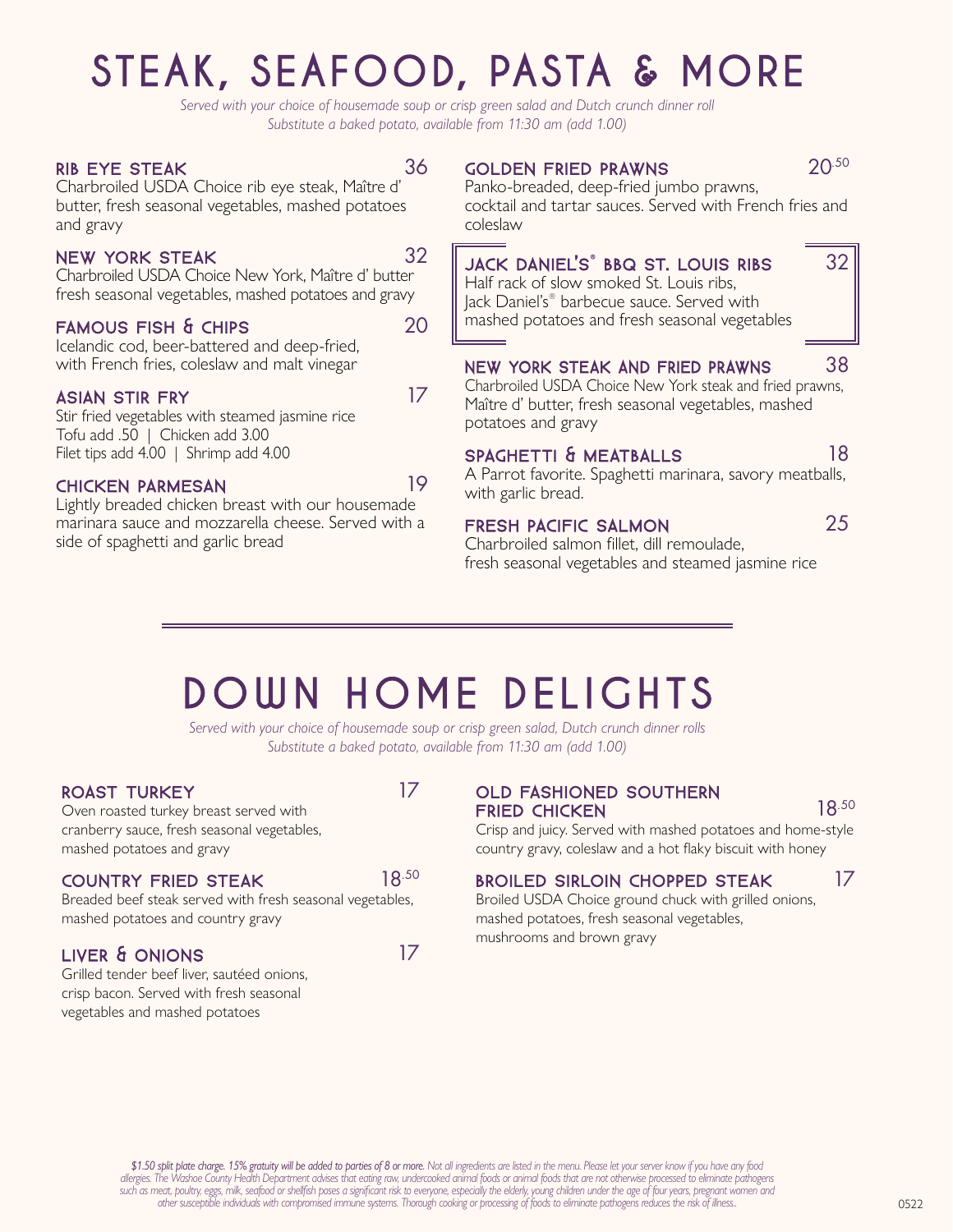# STEAK, SEAFOOD, PASTA & MORE

*Served with your choice of housemade soup or crisp green salad and Dutch crunch dinner roll*
*Substitute a baked potato, available from 11:30 am (add 1.00)*

### RIB EYE STEAK 36
Charbroiled USDA Choice rib eye steak, Maître d' butter, fresh seasonal vegetables, mashed potatoes and gravy

### NEW YORK STEAK 32
Charbroiled USDA Choice New York, Maître d' butter fresh seasonal vegetables, mashed potatoes and gravy

### FAMOUS FISH & CHIPS 20
Icelandic cod, beer-battered and deep-fried, with French fries, coleslaw and malt vinegar

### ASIAN STIR FRY 17
Stir fried vegetables with steamed jasmine rice
Tofu add .50 | Chicken add 3.00
Filet tips add 4.00 | Shrimp add 4.00

### CHICKEN PARMESAN 19
Lightly breaded chicken breast with our housemade marinara sauce and mozzarella cheese. Served with a side of spaghetti and garlic bread

### GOLDEN FRIED PRAWNS 20.50
Panko-breaded, deep-fried jumbo prawns, cocktail and tartar sauces. Served with French fries and coleslaw

### JACK DANIEL'S® BBQ ST. LOUIS RIBS 32
Half rack of slow smoked St. Louis ribs, Jack Daniel's® barbecue sauce. Served with mashed potatoes and fresh seasonal vegetables

### NEW YORK STEAK AND FRIED PRAWNS 38
Charbroiled USDA Choice New York steak and fried prawns, Maître d' butter, fresh seasonal vegetables, mashed potatoes and gravy

### SPAGHETTI & MEATBALLS 18
A Parrot favorite. Spaghetti marinara, savory meatballs, with garlic bread.

### FRESH PACIFIC SALMON 25
Charbroiled salmon fillet, dill remoulade, fresh seasonal vegetables and steamed jasmine rice

# DOWN HOME DELIGHTS

*Served with your choice of housemade soup or crisp green salad, Dutch crunch dinner rolls*
*Substitute a baked potato, available from 11:30 am (add 1.00)*

### ROAST TURKEY 17
Oven roasted turkey breast served with cranberry sauce, fresh seasonal vegetables, mashed potatoes and gravy

### COUNTRY FRIED STEAK 18.50
Breaded beef steak served with fresh seasonal vegetables, mashed potatoes and country gravy

### LIVER & ONIONS 17
Grilled tender beef liver, sautéed onions, crisp bacon. Served with fresh seasonal vegetables and mashed potatoes

### OLD FASHIONED SOUTHERN FRIED CHICKEN 18.50
Crisp and juicy. Served with mashed potatoes and home-style country gravy, coleslaw and a hot flaky biscuit with honey

### BROILED SIRLOIN CHOPPED STEAK 17
Broiled USDA Choice ground chuck with grilled onions, mashed potatoes, fresh seasonal vegetables, mushrooms and brown gravy

*$1.50 split plate charge. 15% gratuity will be added to parties of 8 or more. Not all ingredients are listed in the menu. Please let your server know if you have any food allergies. The Washoe County Health Department advises that eating raw, undercooked animal foods or animal foods that are not otherwise processed to eliminate pathogens such as meat, poultry, eggs, milk, seafood or shellfish poses a significant risk to everyone, especially the elderly, young children under the age of four years, pregnant women and other susceptible individuals with compromised immune systems. Thorough cooking or processing of foods to eliminate pathogens reduces the risk of illness.*

0522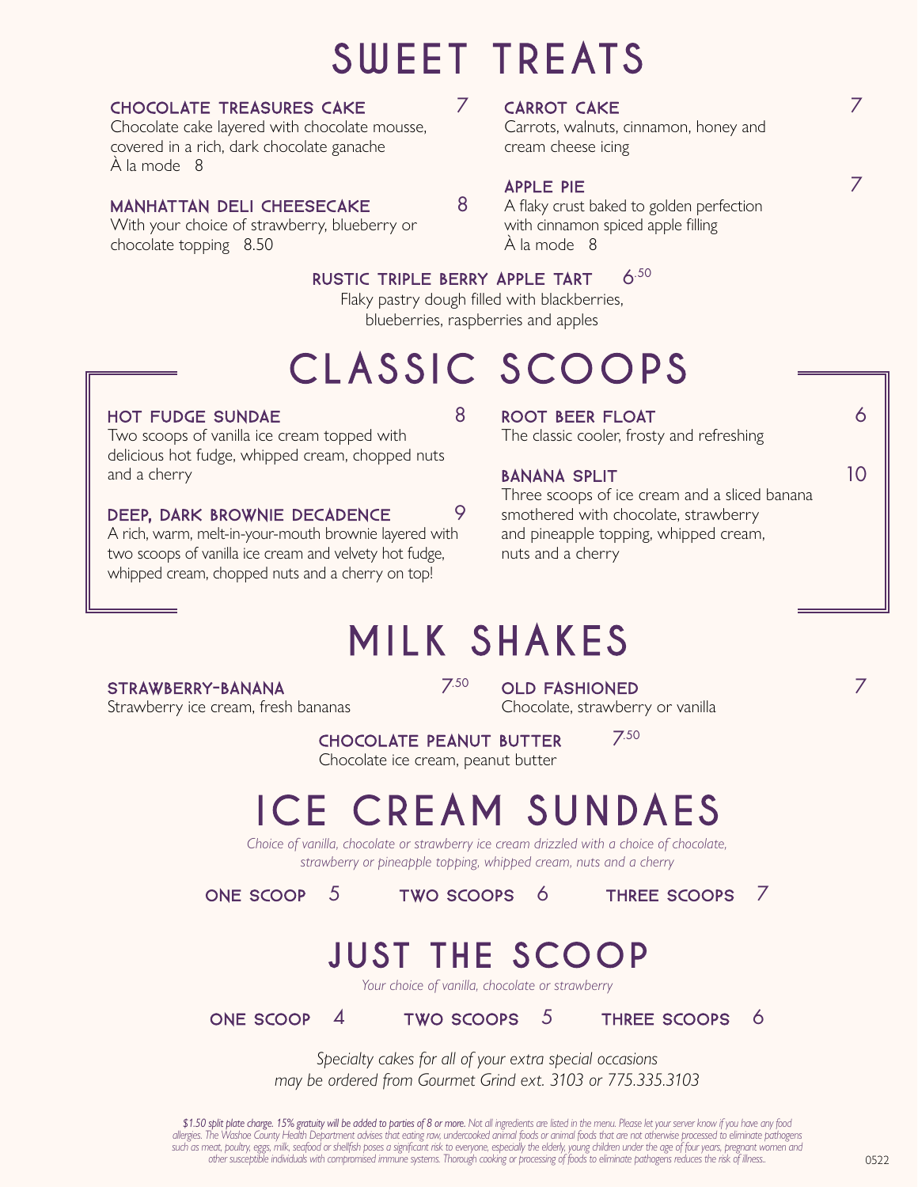# SWEET TREATS

### CHOCOLATE TREASURES CAKE 7

Chocolate cake layered with chocolate mousse, covered in a rich, dark chocolate ganache
À la mode 8

### MANHATTAN DELI CHEESECAKE 8

With your choice of strawberry, blueberry or chocolate topping 8.50

### CARROT CAKE 7

Carrots, walnuts, cinnamon, honey and cream cheese icing

### APPLE PIE 7

A flaky crust baked to golden perfection with cinnamon spiced apple filling
À la mode 8

### RUSTIC TRIPLE BERRY APPLE TART 6.50

Flaky pastry dough filled with blackberries, blueberries, raspberries and apples

# CLASSIC SCOOPS

### HOT FUDGE SUNDAE 8

Two scoops of vanilla ice cream topped with delicious hot fudge, whipped cream, chopped nuts and a cherry

### DEEP, DARK BROWNIE DECADENCE 9

A rich, warm, melt-in-your-mouth brownie layered with two scoops of vanilla ice cream and velvety hot fudge, whipped cream, chopped nuts and a cherry on top!

### ROOT BEER FLOAT 6

The classic cooler, frosty and refreshing

### BANANA SPLIT 10

Three scoops of ice cream and a sliced banana smothered with chocolate, strawberry and pineapple topping, whipped cream, nuts and a cherry

# MILK SHAKES

### STRAWBERRY-BANANA 7.50

Strawberry ice cream, fresh bananas

### OLD FASHIONED 7

Chocolate, strawberry or vanilla

### CHOCOLATE PEANUT BUTTER 7.50

Chocolate ice cream, peanut butter

# ICE CREAM SUNDAES

*Choice of vanilla, chocolate or strawberry ice cream drizzled with a choice of chocolate, strawberry or pineapple topping, whipped cream, nuts and a cherry*

**ONE SCOOP** 5 **TWO SCOOPS** 6 **THREE SCOOPS** 7

# JUST THE SCOOP

*Your choice of vanilla, chocolate or strawberry*

**ONE SCOOP** 4 **TWO SCOOPS** 5 **THREE SCOOPS** 6

*Specialty cakes for all of your extra special occasions may be ordered from Gourmet Grind ext. 3103 or 775.335.3103*

***$1.50 split plate charge. 15% gratuity will be added to parties of 8 or more.** Not all ingredients are listed in the menu. Please let your server know if you have any food allergies. The Washoe County Health Department advises that eating raw, undercooked animal foods or animal foods that are not otherwise processed to eliminate pathogens such as meat, poultry, eggs, milk, seafood or shellfish poses a significant risk to everyone, especially the elderly, young children under the age of four years, pregnant women and other susceptible individuals with compromised immune systems. Thorough cooking or processing of foods to eliminate pathogens reduces the risk of illness.*

0522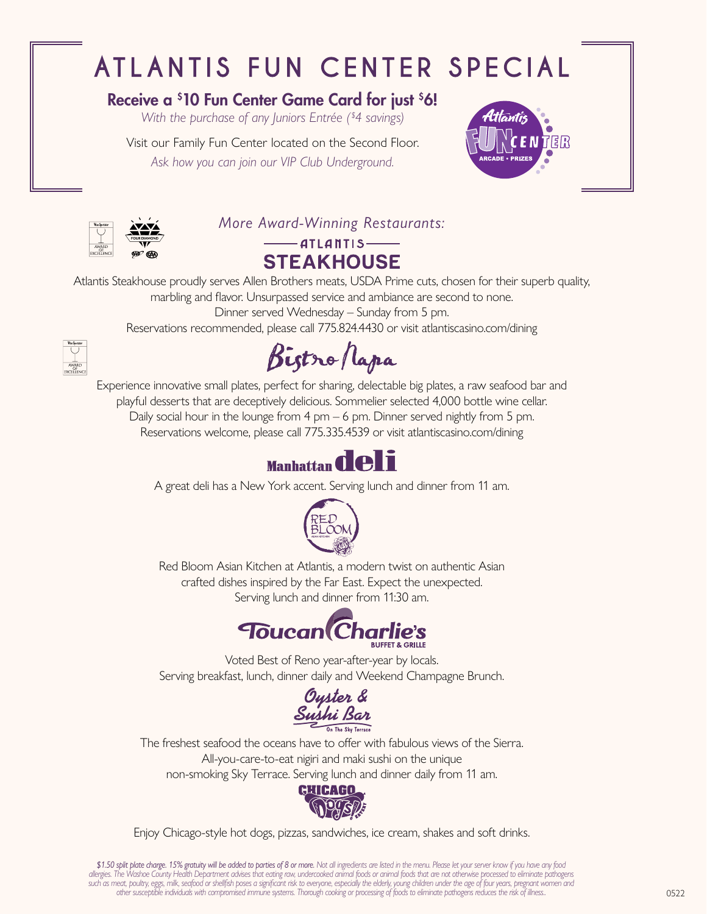# ATLANTIS FUN CENTER SPECIAL

**Receive a $10 Fun Center Game Card for just $6!**

*With the purchase of any Juniors Entrée ($4 savings)*

Visit our Family Fun Center located on the Second Floor.

*Ask how you can join our VIP Club Underground.*

Atlantis FUN CENTER ARCADE • PRIZES

*More Award-Winning Restaurants:*

## ATLANTIS STEAKHOUSE

Atlantis Steakhouse proudly serves Allen Brothers meats, USDA Prime cuts, chosen for their superb quality, marbling and flavor. Unsurpassed service and ambiance are second to none.

Dinner served Wednesday – Sunday from 5 pm.

Reservations recommended, please call 775.824.4430 or visit atlantiscasino.com/dining

## Bistro Napa

Experience innovative small plates, perfect for sharing, delectable big plates, a raw seafood bar and playful desserts that are deceptively delicious. Sommelier selected 4,000 bottle wine cellar.

Daily social hour in the lounge from 4 pm – 6 pm. Dinner served nightly from 5 pm.

Reservations welcome, please call 775.335.4539 or visit atlantiscasino.com/dining

## Manhattan deli

A great deli has a New York accent. Serving lunch and dinner from 11 am.

## RED BLOOM

Red Bloom Asian Kitchen at Atlantis, a modern twist on authentic Asian crafted dishes inspired by the Far East. Expect the unexpected.

Serving lunch and dinner from 11:30 am.

## Toucan Charlie's BUFFET & GRILLE

Voted Best of Reno year-after-year by locals.

Serving breakfast, lunch, dinner daily and Weekend Champagne Brunch.

## Oyster & Sushi Bar On The Sky Terrace

The freshest seafood the oceans have to offer with fabulous views of the Sierra.

All-you-care-to-eat nigiri and maki sushi on the unique non-smoking Sky Terrace. Serving lunch and dinner daily from 11 am.

## CHICAGO Dogs!

Enjoy Chicago-style hot dogs, pizzas, sandwiches, ice cream, shakes and soft drinks.

***$1.50 split plate charge. 15% gratuity will be added to parties of 8 or more.*** *Not all ingredients are listed in the menu. Please let your server know if you have any food allergies. The Washoe County Health Department advises that eating raw, undercooked animal foods or animal foods that are not otherwise processed to eliminate pathogens such as meat, poultry, eggs, milk, seafood or shellfish poses a significant risk to everyone, especially the elderly, young children under the age of four years, pregnant women and other susceptible individuals with compromised immune systems. Thorough cooking or processing of foods to eliminate pathogens reduces the risk of illness..*

0522